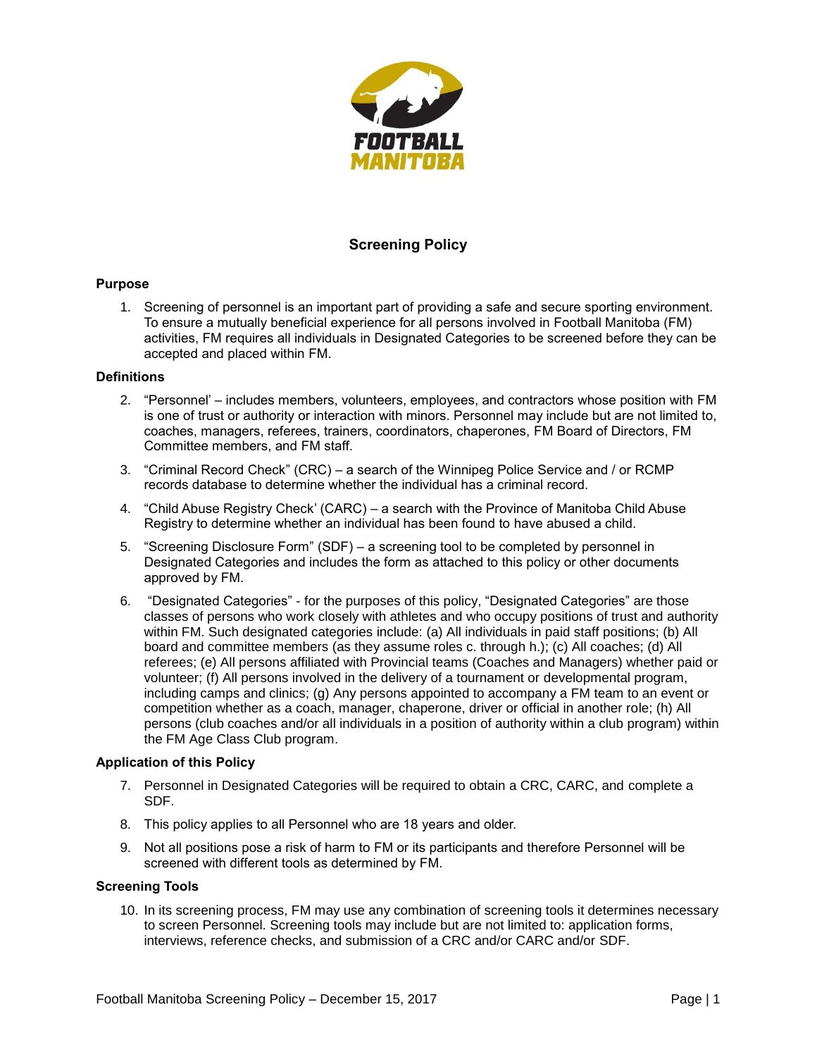# Screening Policy

### Purpose

1. Screening of personnel is an important part of providing a safe and secure sporting environment. To ensure a mutually beneficial experience for all persons involved in Football Manitoba (FM) activities, FM requires all individuals in Designated Categories to be screened before they can be accepted and placed within FM.

### Definitions

2. "Personnel' – includes members, volunteers, employees, and contractors whose position with FM is one of trust or authority or interaction with minors. Personnel may include but are not limited to, coaches, managers, referees, trainers, coordinators, chaperones, FM Board of Directors, FM Committee members, and FM staff.
3. "Criminal Record Check" (CRC) – a search of the Winnipeg Police Service and / or RCMP records database to determine whether the individual has a criminal record.
4. "Child Abuse Registry Check' (CARC) – a search with the Province of Manitoba Child Abuse Registry to determine whether an individual has been found to have abused a child.
5. "Screening Disclosure Form" (SDF) – a screening tool to be completed by personnel in Designated Categories and includes the form as attached to this policy or other documents approved by FM.
6. "Designated Categories" - for the purposes of this policy, "Designated Categories" are those classes of persons who work closely with athletes and who occupy positions of trust and authority within FM. Such designated categories include: (a) All individuals in paid staff positions; (b) All board and committee members (as they assume roles c. through h.); (c) All coaches; (d) All referees; (e) All persons affiliated with Provincial teams (Coaches and Managers) whether paid or volunteer; (f) All persons involved in the delivery of a tournament or developmental program, including camps and clinics; (g) Any persons appointed to accompany a FM team to an event or competition whether as a coach, manager, chaperone, driver or official in another role; (h) All persons (club coaches and/or all individuals in a position of authority within a club program) within the FM Age Class Club program.

### Application of this Policy

7. Personnel in Designated Categories will be required to obtain a CRC, CARC, and complete a SDF.
8. This policy applies to all Personnel who are 18 years and older.
9. Not all positions pose a risk of harm to FM or its participants and therefore Personnel will be screened with different tools as determined by FM.

### Screening Tools

10. In its screening process, FM may use any combination of screening tools it determines necessary to screen Personnel. Screening tools may include but are not limited to: application forms, interviews, reference checks, and submission of a CRC and/or CARC and/or SDF.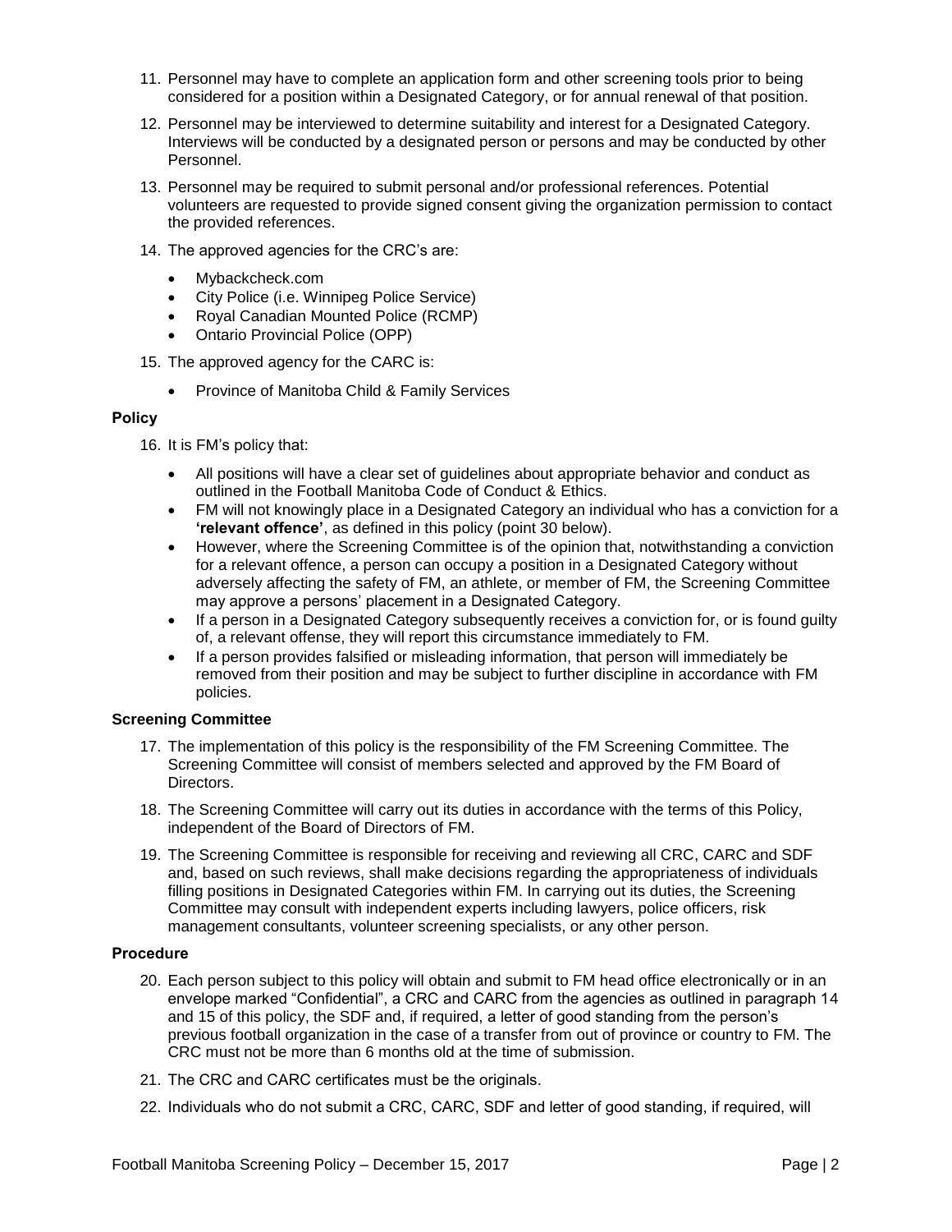11. Personnel may have to complete an application form and other screening tools prior to being considered for a position within a Designated Category, or for annual renewal of that position.
12. Personnel may be interviewed to determine suitability and interest for a Designated Category. Interviews will be conducted by a designated person or persons and may be conducted by other Personnel.
13. Personnel may be required to submit personal and/or professional references. Potential volunteers are requested to provide signed consent giving the organization permission to contact the provided references.
14. The approved agencies for the CRC's are:
    - Mybackcheck.com
    - City Police (i.e. Winnipeg Police Service)
    - Royal Canadian Mounted Police (RCMP)
    - Ontario Provincial Police (OPP)
15. The approved agency for the CARC is:
    - Province of Manitoba Child & Family Services

### Policy

16. It is FM's policy that:
    - All positions will have a clear set of guidelines about appropriate behavior and conduct as outlined in the Football Manitoba Code of Conduct & Ethics.
    - FM will not knowingly place in a Designated Category an individual who has a conviction for a **'relevant offence'**, as defined in this policy (point 30 below).
    - However, where the Screening Committee is of the opinion that, notwithstanding a conviction for a relevant offence, a person can occupy a position in a Designated Category without adversely affecting the safety of FM, an athlete, or member of FM, the Screening Committee may approve a persons' placement in a Designated Category.
    - If a person in a Designated Category subsequently receives a conviction for, or is found guilty of, a relevant offense, they will report this circumstance immediately to FM.
    - If a person provides falsified or misleading information, that person will immediately be removed from their position and may be subject to further discipline in accordance with FM policies.

### Screening Committee

17. The implementation of this policy is the responsibility of the FM Screening Committee. The Screening Committee will consist of members selected and approved by the FM Board of Directors.
18. The Screening Committee will carry out its duties in accordance with the terms of this Policy, independent of the Board of Directors of FM.
19. The Screening Committee is responsible for receiving and reviewing all CRC, CARC and SDF and, based on such reviews, shall make decisions regarding the appropriateness of individuals filling positions in Designated Categories within FM. In carrying out its duties, the Screening Committee may consult with independent experts including lawyers, police officers, risk management consultants, volunteer screening specialists, or any other person.

### Procedure

20. Each person subject to this policy will obtain and submit to FM head office electronically or in an envelope marked "Confidential", a CRC and CARC from the agencies as outlined in paragraph 14 and 15 of this policy, the SDF and, if required, a letter of good standing from the person's previous football organization in the case of a transfer from out of province or country to FM. The CRC must not be more than 6 months old at the time of submission.
21. The CRC and CARC certificates must be the originals.
22. Individuals who do not submit a CRC, CARC, SDF and letter of good standing, if required, will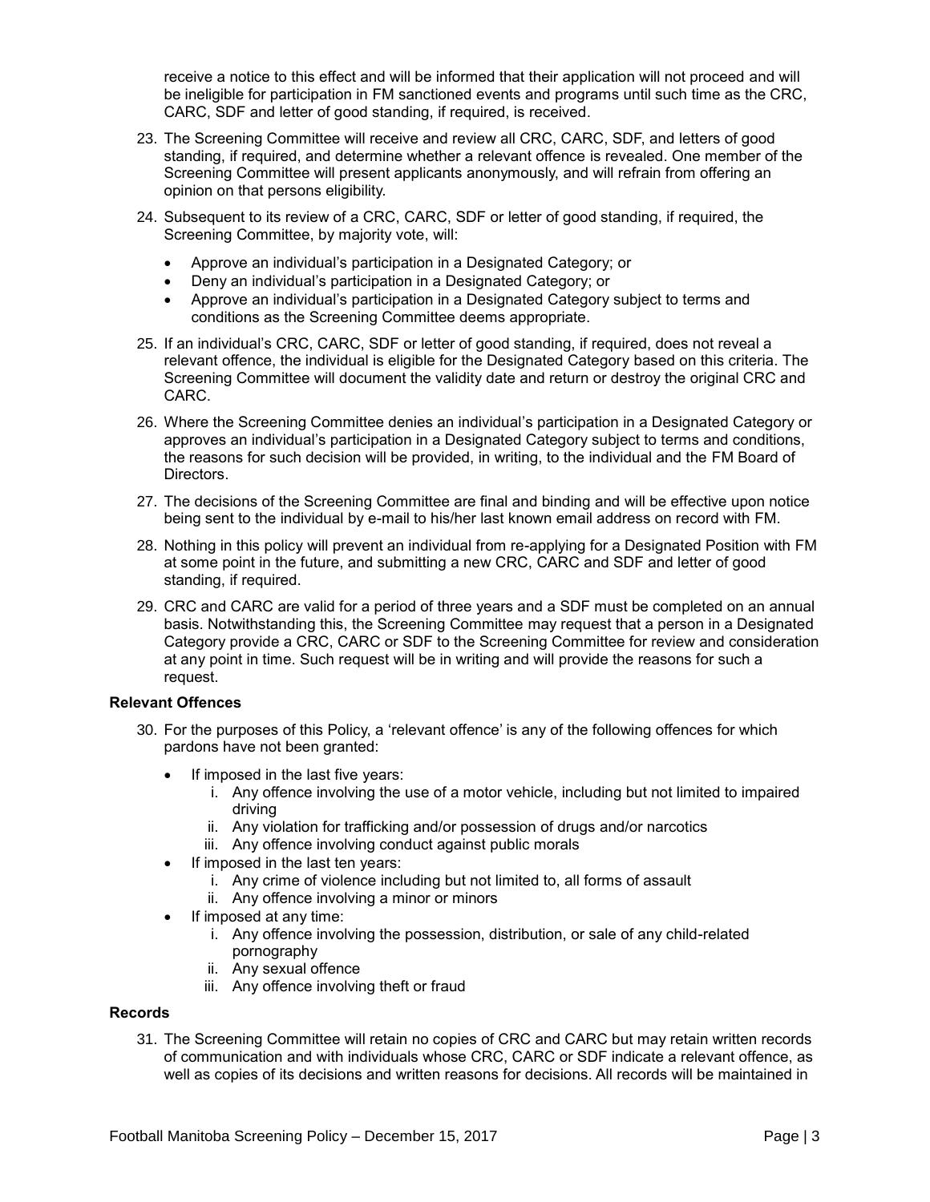receive a notice to this effect and will be informed that their application will not proceed and will be ineligible for participation in FM sanctioned events and programs until such time as the CRC, CARC, SDF and letter of good standing, if required, is received.

23. The Screening Committee will receive and review all CRC, CARC, SDF, and letters of good standing, if required, and determine whether a relevant offence is revealed. One member of the Screening Committee will present applicants anonymously, and will refrain from offering an opinion on that persons eligibility.

24. Subsequent to its review of a CRC, CARC, SDF or letter of good standing, if required, the Screening Committee, by majority vote, will:
    - Approve an individual's participation in a Designated Category; or
    - Deny an individual's participation in a Designated Category; or
    - Approve an individual's participation in a Designated Category subject to terms and conditions as the Screening Committee deems appropriate.

25. If an individual's CRC, CARC, SDF or letter of good standing, if required, does not reveal a relevant offence, the individual is eligible for the Designated Category based on this criteria. The Screening Committee will document the validity date and return or destroy the original CRC and CARC.

26. Where the Screening Committee denies an individual's participation in a Designated Category or approves an individual's participation in a Designated Category subject to terms and conditions, the reasons for such decision will be provided, in writing, to the individual and the FM Board of Directors.

27. The decisions of the Screening Committee are final and binding and will be effective upon notice being sent to the individual by e-mail to his/her last known email address on record with FM.

28. Nothing in this policy will prevent an individual from re-applying for a Designated Position with FM at some point in the future, and submitting a new CRC, CARC and SDF and letter of good standing, if required.

29. CRC and CARC are valid for a period of three years and a SDF must be completed on an annual basis. Notwithstanding this, the Screening Committee may request that a person in a Designated Category provide a CRC, CARC or SDF to the Screening Committee for review and consideration at any point in time. Such request will be in writing and will provide the reasons for such a request.

**Relevant Offences**

30. For the purposes of this Policy, a 'relevant offence' is any of the following offences for which pardons have not been granted:
    - If imposed in the last five years:
        i. Any offence involving the use of a motor vehicle, including but not limited to impaired driving
        ii. Any violation for trafficking and/or possession of drugs and/or narcotics
        iii. Any offence involving conduct against public morals
    - If imposed in the last ten years:
        i. Any crime of violence including but not limited to, all forms of assault
        ii. Any offence involving a minor or minors
    - If imposed at any time:
        i. Any offence involving the possession, distribution, or sale of any child-related pornography
        ii. Any sexual offence
        iii. Any offence involving theft or fraud

**Records**

31. The Screening Committee will retain no copies of CRC and CARC but may retain written records of communication and with individuals whose CRC, CARC or SDF indicate a relevant offence, as well as copies of its decisions and written reasons for decisions. All records will be maintained in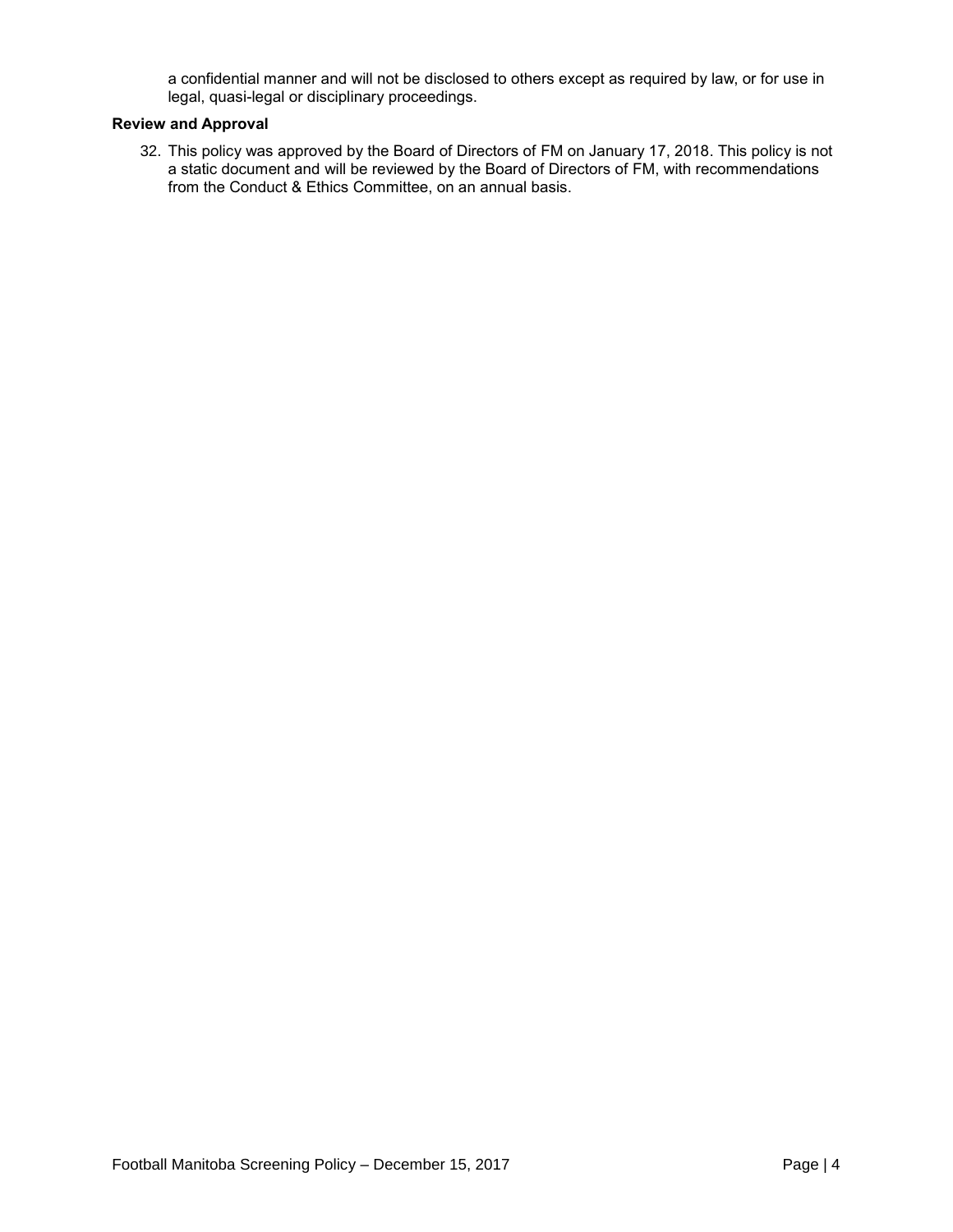a confidential manner and will not be disclosed to others except as required by law, or for use in legal, quasi-legal or disciplinary proceedings.

**Review and Approval**

32. This policy was approved by the Board of Directors of FM on January 17, 2018. This policy is not a static document and will be reviewed by the Board of Directors of FM, with recommendations from the Conduct & Ethics Committee, on an annual basis.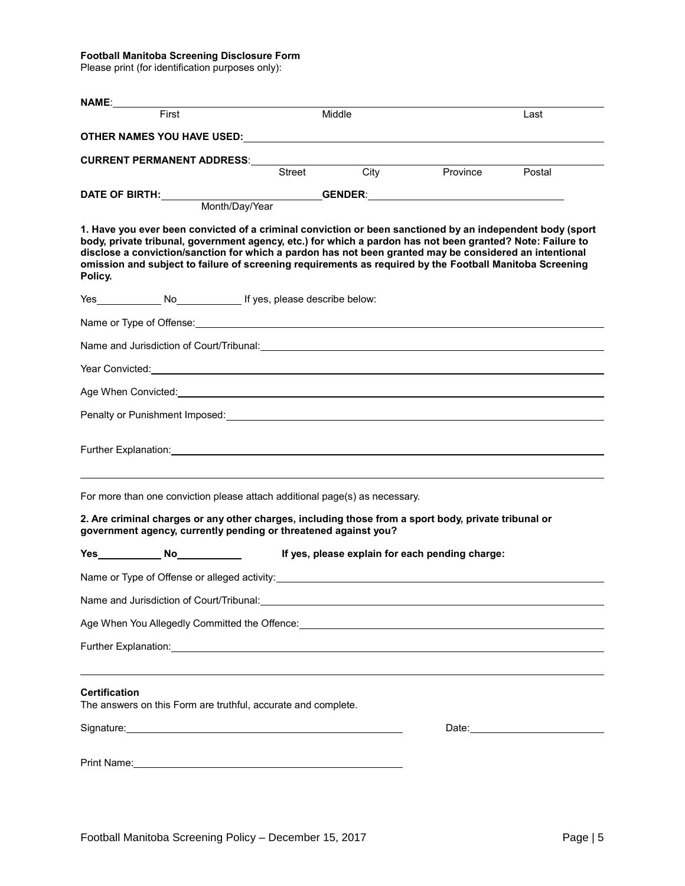**Football Manitoba Screening Disclosure Form**

Please print (for identification purposes only):

**NAME**:\_\_\_\_\_\_\_\_\_\_\_\_\_\_\_\_\_\_\_\_\_\_\_\_\_\_\_\_\_\_\_\_\_\_\_\_\_\_\_\_\_\_\_\_\_\_\_\_\_\_\_\_\_\_\_\_\_\_\_\_

First Middle Last

**OTHER NAMES YOU HAVE USED:**\_\_\_\_\_\_\_\_\_\_\_\_\_\_\_\_\_\_\_\_\_\_\_\_\_\_\_\_\_\_\_\_\_\_\_\_\_\_\_\_\_\_\_\_

**CURRENT PERMANENT ADDRESS**:\_\_\_\_\_\_\_\_\_\_\_\_\_\_\_\_\_\_\_\_\_\_\_\_\_\_\_\_\_\_\_\_\_\_\_\_\_\_\_\_\_\_\_\_

Street City Province Postal

**DATE OF BIRTH:**\_\_\_\_\_\_\_\_\_\_\_\_\_\_\_\_\_\_\_\_\_\_\_\_ **GENDER**:\_\_\_\_\_\_\_\_\_\_\_\_\_\_\_\_\_\_\_\_\_\_\_\_

Month/Day/Year

**1. Have you ever been convicted of a criminal conviction or been sanctioned by an independent body (sport body, private tribunal, government agency, etc.) for which a pardon has not been granted? Note: Failure to disclose a conviction/sanction for which a pardon has not been granted may be considered an intentional omission and subject to failure of screening requirements as required by the Football Manitoba Screening Policy.**

Yes\_\_\_\_\_\_\_\_\_\_ No\_\_\_\_\_\_\_\_\_\_ If yes, please describe below:

Name or Type of Offense:\_\_\_\_\_\_\_\_\_\_\_\_\_\_\_\_\_\_\_\_\_\_\_\_\_\_\_\_\_\_\_\_\_\_\_\_\_\_\_\_\_\_\_\_

Name and Jurisdiction of Court/Tribunal:\_\_\_\_\_\_\_\_\_\_\_\_\_\_\_\_\_\_\_\_\_\_\_\_\_\_\_\_\_\_\_\_

Year Convicted:\_\_\_\_\_\_\_\_\_\_\_\_\_\_\_\_\_\_\_\_\_\_\_\_\_\_\_\_\_\_\_\_\_\_\_\_\_\_\_\_\_\_\_\_\_\_\_\_\_\_\_\_

Age When Convicted:\_\_\_\_\_\_\_\_\_\_\_\_\_\_\_\_\_\_\_\_\_\_\_\_\_\_\_\_\_\_\_\_\_\_\_\_\_\_\_\_\_\_\_\_\_\_\_\_

Penalty or Punishment Imposed:\_\_\_\_\_\_\_\_\_\_\_\_\_\_\_\_\_\_\_\_\_\_\_\_\_\_\_\_\_\_\_\_\_\_\_\_\_\_\_

Further Explanation:\_\_\_\_\_\_\_\_\_\_\_\_\_\_\_\_\_\_\_\_\_\_\_\_\_\_\_\_\_\_\_\_\_\_\_\_\_\_\_\_\_\_\_\_\_\_\_\_

\_\_\_\_\_\_\_\_\_\_\_\_\_\_\_\_\_\_\_\_\_\_\_\_\_\_\_\_\_\_\_\_\_\_\_\_\_\_\_\_\_\_\_\_\_\_\_\_\_\_\_\_\_\_\_\_\_\_\_\_\_\_\_\_\_\_\_\_

For more than one conviction please attach additional page(s) as necessary.

**2. Are criminal charges or any other charges, including those from a sport body, private tribunal or government agency, currently pending or threatened against you?**

**Yes\_\_\_\_\_\_\_\_\_\_ No\_\_\_\_\_\_\_\_\_\_ If yes, please explain for each pending charge:**

Name or Type of Offense or alleged activity:\_\_\_\_\_\_\_\_\_\_\_\_\_\_\_\_\_\_\_\_\_\_\_\_\_\_\_\_\_\_

Name and Jurisdiction of Court/Tribunal:\_\_\_\_\_\_\_\_\_\_\_\_\_\_\_\_\_\_\_\_\_\_\_\_\_\_\_\_\_\_\_\_

Age When You Allegedly Committed the Offence:\_\_\_\_\_\_\_\_\_\_\_\_\_\_\_\_\_\_\_\_\_\_\_\_\_\_

Further Explanation:\_\_\_\_\_\_\_\_\_\_\_\_\_\_\_\_\_\_\_\_\_\_\_\_\_\_\_\_\_\_\_\_\_\_\_\_\_\_\_\_\_\_\_\_\_\_\_\_

\_\_\_\_\_\_\_\_\_\_\_\_\_\_\_\_\_\_\_\_\_\_\_\_\_\_\_\_\_\_\_\_\_\_\_\_\_\_\_\_\_\_\_\_\_\_\_\_\_\_\_\_\_\_\_\_\_\_\_\_\_\_\_\_\_\_\_\_

**Certification**

The answers on this Form are truthful, accurate and complete.

Signature:\_\_\_\_\_\_\_\_\_\_\_\_\_\_\_\_\_\_\_\_\_\_\_\_\_\_\_\_\_\_\_\_\_\_\_\_\_\_ Date:\_\_\_\_\_\_\_\_\_\_\_\_\_\_\_\_\_\_\_\_

Print Name:\_\_\_\_\_\_\_\_\_\_\_\_\_\_\_\_\_\_\_\_\_\_\_\_\_\_\_\_\_\_\_\_\_\_\_\_\_\_